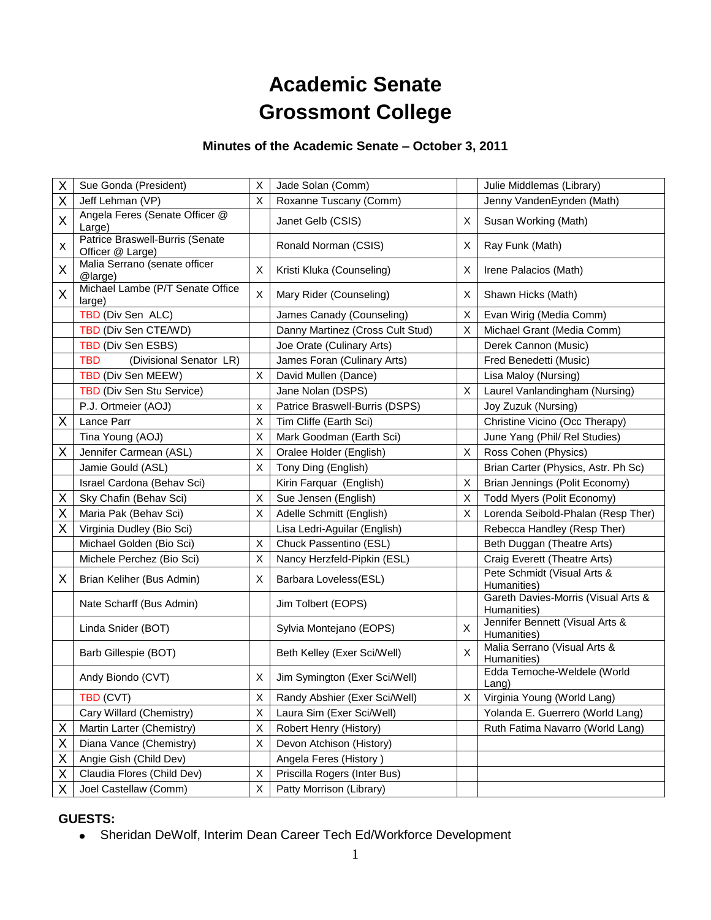# Academic Senate
# Grossmont College

### Minutes of the Academic Senate – October 3, 2011

| | | | | | |
|---|---|---|---|---|---|
| X | Sue Gonda (President) | X | Jade Solan (Comm) | | Julie Middlemas (Library) |
| X | Jeff Lehman (VP) | X | Roxanne Tuscany (Comm) | | Jenny VandenEynden (Math) |
| X | Angela Feres (Senate Officer @ Large) | | Janet Gelb (CSIS) | X | Susan Working (Math) |
| x | Patrice Braswell-Burris (Senate Officer @ Large) | | Ronald Norman (CSIS) | X | Ray Funk (Math) |
| X | Malia Serrano (senate officer @large) | X | Kristi Kluka (Counseling) | X | Irene Palacios (Math) |
| X | Michael Lambe (P/T Senate Office large) | X | Mary Rider (Counseling) | X | Shawn Hicks (Math) |
| | TBD (Div Sen ALC) | | James Canady (Counseling) | X | Evan Wirig (Media Comm) |
| | TBD (Div Sen CTE/WD) | | Danny Martinez (Cross Cult Stud) | X | Michael Grant (Media Comm) |
| | TBD (Div Sen ESBS) | | Joe Orate (Culinary Arts) | | Derek Cannon (Music) |
| | TBD (Divisional Senator LR) | | James Foran (Culinary Arts) | | Fred Benedetti (Music) |
| | TBD (Div Sen MEEW) | X | David Mullen (Dance) | | Lisa Maloy (Nursing) |
| | TBD (Div Sen Stu Service) | | Jane Nolan (DSPS) | X | Laurel Vanlandingham (Nursing) |
| | P.J. Ortmeier (AOJ) | x | Patrice Braswell-Burris (DSPS) | | Joy Zuzuk (Nursing) |
| X | Lance Parr | X | Tim Cliffe (Earth Sci) | | Christine Vicino (Occ Therapy) |
| | Tina Young (AOJ) | X | Mark Goodman (Earth Sci) | | June Yang (Phil/ Rel Studies) |
| X | Jennifer Carmean (ASL) | X | Oralee Holder (English) | X | Ross Cohen (Physics) |
| | Jamie Gould (ASL) | X | Tony Ding (English) | | Brian Carter (Physics, Astr. Ph Sc) |
| | Israel Cardona (Behav Sci) | | Kirin Farquar (English) | X | Brian Jennings (Polit Economy) |
| X | Sky Chafin (Behav Sci) | X | Sue Jensen (English) | X | Todd Myers (Polit Economy) |
| X | Maria Pak (Behav Sci) | X | Adelle Schmitt (English) | X | Lorenda Seibold-Phalan (Resp Ther) |
| X | Virginia Dudley (Bio Sci) | | Lisa Ledri-Aguilar (English) | | Rebecca Handley (Resp Ther) |
| | Michael Golden (Bio Sci) | X | Chuck Passentino (ESL) | | Beth Duggan (Theatre Arts) |
| | Michele Perchez (Bio Sci) | X | Nancy Herzfeld-Pipkin (ESL) | | Craig Everett (Theatre Arts) |
| X | Brian Keliher (Bus Admin) | X | Barbara Loveless(ESL) | | Pete Schmidt (Visual Arts & Humanities) |
| | Nate Scharff (Bus Admin) | | Jim Tolbert (EOPS) | | Gareth Davies-Morris (Visual Arts & Humanities) |
| | Linda Snider (BOT) | | Sylvia Montejano (EOPS) | X | Jennifer Bennett (Visual Arts & Humanities) |
| | Barb Gillespie (BOT) | | Beth Kelley (Exer Sci/Well) | X | Malia Serrano (Visual Arts & Humanities) |
| | Andy Biondo (CVT) | X | Jim Symington (Exer Sci/Well) | | Edda Temoche-Weldele (World Lang) |
| | TBD (CVT) | X | Randy Abshier (Exer Sci/Well) | X | Virginia Young (World Lang) |
| | Cary Willard (Chemistry) | X | Laura Sim (Exer Sci/Well) | | Yolanda E. Guerrero (World Lang) |
| X | Martin Larter (Chemistry) | X | Robert Henry (History) | | Ruth Fatima Navarro (World Lang) |
| X | Diana Vance (Chemistry) | X | Devon Atchison (History) | | |
| X | Angie Gish (Child Dev) | | Angela Feres (History ) | | |
| X | Claudia Flores (Child Dev) | X | Priscilla Rogers (Inter Bus) | | |
| X | Joel Castellaw (Comm) | X | Patty Morrison (Library) | | |

**GUESTS:**

- Sheridan DeWolf, Interim Dean Career Tech Ed/Workforce Development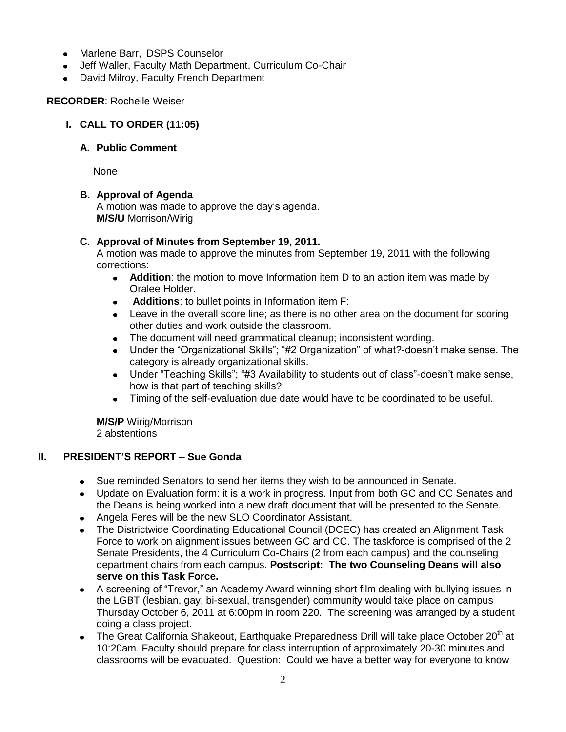- Marlene Barr, DSPS Counselor
- Jeff Waller, Faculty Math Department, Curriculum Co-Chair
- David Milroy, Faculty French Department

**RECORDER**: Rochelle Weiser

## I. CALL TO ORDER (11:05)

### A. Public Comment

None

### B. Approval of Agenda

A motion was made to approve the day's agenda.
**M/S/U** Morrison/Wirig

### C. Approval of Minutes from September 19, 2011.

A motion was made to approve the minutes from September 19, 2011 with the following corrections:

- **Addition**: the motion to move Information item D to an action item was made by Oralee Holder.
- **Additions**: to bullet points in Information item F:
- Leave in the overall score line; as there is no other area on the document for scoring other duties and work outside the classroom.
- The document will need grammatical cleanup; inconsistent wording.
- Under the "Organizational Skills"; "#2 Organization" of what?-doesn't make sense. The category is already organizational skills.
- Under "Teaching Skills"; "#3 Availability to students out of class"-doesn't make sense, how is that part of teaching skills?
- Timing of the self-evaluation due date would have to be coordinated to be useful.

**M/S/P** Wirig/Morrison
2 abstentions

## II. PRESIDENT'S REPORT – Sue Gonda

- Sue reminded Senators to send her items they wish to be announced in Senate.
- Update on Evaluation form: it is a work in progress. Input from both GC and CC Senates and the Deans is being worked into a new draft document that will be presented to the Senate.
- Angela Feres will be the new SLO Coordinator Assistant.
- The Districtwide Coordinating Educational Council (DCEC) has created an Alignment Task Force to work on alignment issues between GC and CC. The taskforce is comprised of the 2 Senate Presidents, the 4 Curriculum Co-Chairs (2 from each campus) and the counseling department chairs from each campus. **Postscript: The two Counseling Deans will also serve on this Task Force.**
- A screening of "Trevor," an Academy Award winning short film dealing with bullying issues in the LGBT (lesbian, gay, bi-sexual, transgender) community would take place on campus Thursday October 6, 2011 at 6:00pm in room 220. The screening was arranged by a student doing a class project.
- The Great California Shakeout, Earthquake Preparedness Drill will take place October 20th at 10:20am. Faculty should prepare for class interruption of approximately 20-30 minutes and classrooms will be evacuated. Question: Could we have a better way for everyone to know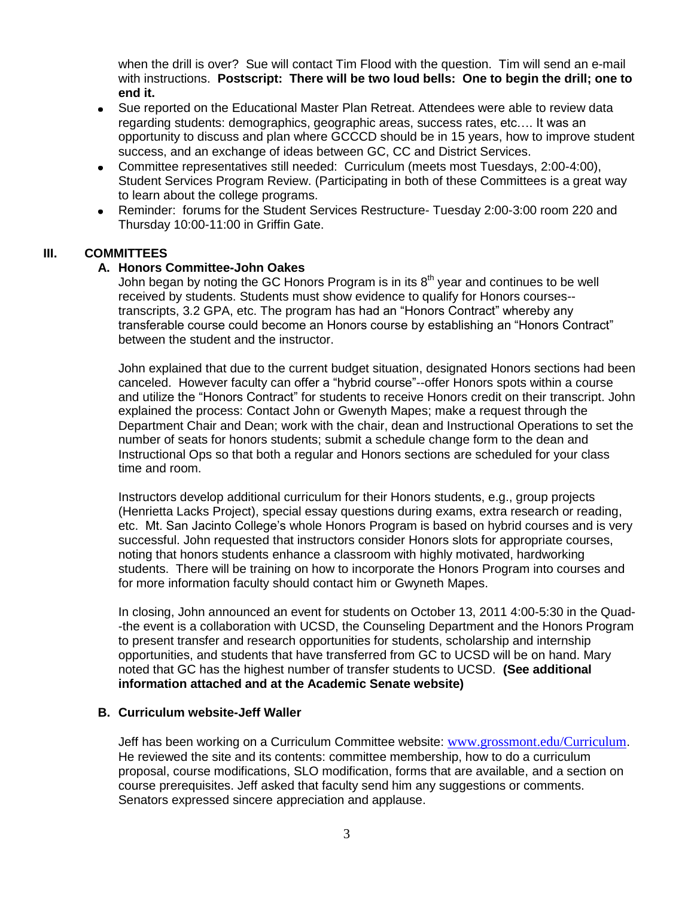when the drill is over? Sue will contact Tim Flood with the question. Tim will send an e-mail with instructions. **Postscript: There will be two loud bells: One to begin the drill; one to end it.**

- Sue reported on the Educational Master Plan Retreat. Attendees were able to review data regarding students: demographics, geographic areas, success rates, etc.… It was an opportunity to discuss and plan where GCCCD should be in 15 years, how to improve student success, and an exchange of ideas between GC, CC and District Services.
- Committee representatives still needed: Curriculum (meets most Tuesdays, 2:00-4:00), Student Services Program Review. (Participating in both of these Committees is a great way to learn about the college programs.
- Reminder: forums for the Student Services Restructure- Tuesday 2:00-3:00 room 220 and Thursday 10:00-11:00 in Griffin Gate.

## III. COMMITTEES

### A. Honors Committee-John Oakes

John began by noting the GC Honors Program is in its 8th year and continues to be well received by students. Students must show evidence to qualify for Honors courses--transcripts, 3.2 GPA, etc. The program has had an "Honors Contract" whereby any transferable course could become an Honors course by establishing an "Honors Contract" between the student and the instructor.

John explained that due to the current budget situation, designated Honors sections had been canceled. However faculty can offer a "hybrid course"--offer Honors spots within a course and utilize the "Honors Contract" for students to receive Honors credit on their transcript. John explained the process: Contact John or Gwenyth Mapes; make a request through the Department Chair and Dean; work with the chair, dean and Instructional Operations to set the number of seats for honors students; submit a schedule change form to the dean and Instructional Ops so that both a regular and Honors sections are scheduled for your class time and room.

Instructors develop additional curriculum for their Honors students, e.g., group projects (Henrietta Lacks Project), special essay questions during exams, extra research or reading, etc. Mt. San Jacinto College's whole Honors Program is based on hybrid courses and is very successful. John requested that instructors consider Honors slots for appropriate courses, noting that honors students enhance a classroom with highly motivated, hardworking students. There will be training on how to incorporate the Honors Program into courses and for more information faculty should contact him or Gwyneth Mapes.

In closing, John announced an event for students on October 13, 2011 4:00-5:30 in the Quad--the event is a collaboration with UCSD, the Counseling Department and the Honors Program to present transfer and research opportunities for students, scholarship and internship opportunities, and students that have transferred from GC to UCSD will be on hand. Mary noted that GC has the highest number of transfer students to UCSD. **(See additional information attached and at the Academic Senate website)**

### B. Curriculum website-Jeff Waller

Jeff has been working on a Curriculum Committee website: www.grossmont.edu/Curriculum. He reviewed the site and its contents: committee membership, how to do a curriculum proposal, course modifications, SLO modification, forms that are available, and a section on course prerequisites. Jeff asked that faculty send him any suggestions or comments. Senators expressed sincere appreciation and applause.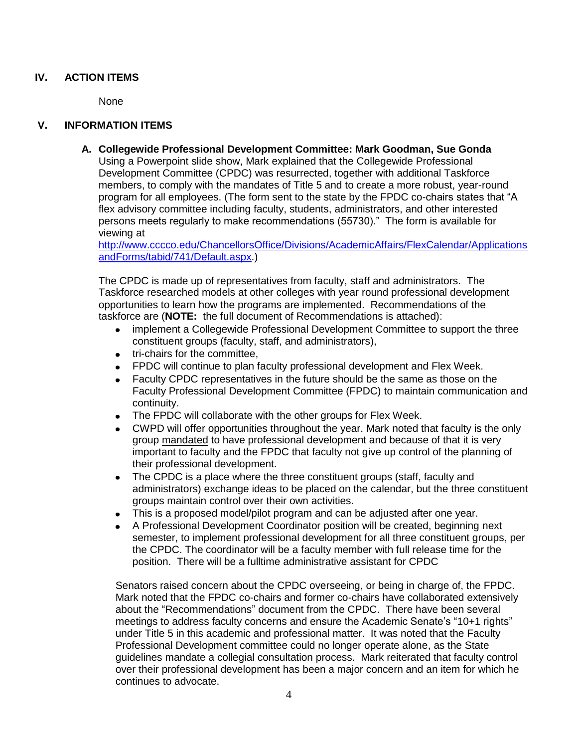## IV. ACTION ITEMS

None

## V. INFORMATION ITEMS

**A. Collegewide Professional Development Committee: Mark Goodman, Sue Gonda**

Using a Powerpoint slide show, Mark explained that the Collegewide Professional Development Committee (CPDC) was resurrected, together with additional Taskforce members, to comply with the mandates of Title 5 and to create a more robust, year-round program for all employees. (The form sent to the state by the FPDC co-chairs states that "A flex advisory committee including faculty, students, administrators, and other interested persons meets regularly to make recommendations (55730)." The form is available for viewing at [http://www.cccco.edu/ChancellorsOffice/Divisions/AcademicAffairs/FlexCalendar/ApplicationsandForms/tabid/741/Default.aspx](http://www.cccco.edu/ChancellorsOffice/Divisions/AcademicAffairs/FlexCalendar/ApplicationsandForms/tabid/741/Default.aspx).)

The CPDC is made up of representatives from faculty, staff and administrators. The Taskforce researched models at other colleges with year round professional development opportunities to learn how the programs are implemented. Recommendations of the taskforce are (**NOTE:** the full document of Recommendations is attached):

- implement a Collegewide Professional Development Committee to support the three constituent groups (faculty, staff, and administrators),
- tri-chairs for the committee,
- FPDC will continue to plan faculty professional development and Flex Week.
- Faculty CPDC representatives in the future should be the same as those on the Faculty Professional Development Committee (FPDC) to maintain communication and continuity.
- The FPDC will collaborate with the other groups for Flex Week.
- CWPD will offer opportunities throughout the year. Mark noted that faculty is the only group mandated to have professional development and because of that it is very important to faculty and the FPDC that faculty not give up control of the planning of their professional development.
- The CPDC is a place where the three constituent groups (staff, faculty and administrators) exchange ideas to be placed on the calendar, but the three constituent groups maintain control over their own activities.
- This is a proposed model/pilot program and can be adjusted after one year.
- A Professional Development Coordinator position will be created, beginning next semester, to implement professional development for all three constituent groups, per the CPDC. The coordinator will be a faculty member with full release time for the position. There will be a fulltime administrative assistant for CPDC

Senators raised concern about the CPDC overseeing, or being in charge of, the FPDC. Mark noted that the FPDC co-chairs and former co-chairs have collaborated extensively about the "Recommendations" document from the CPDC. There have been several meetings to address faculty concerns and ensure the Academic Senate's "10+1 rights" under Title 5 in this academic and professional matter. It was noted that the Faculty Professional Development committee could no longer operate alone, as the State guidelines mandate a collegial consultation process. Mark reiterated that faculty control over their professional development has been a major concern and an item for which he continues to advocate.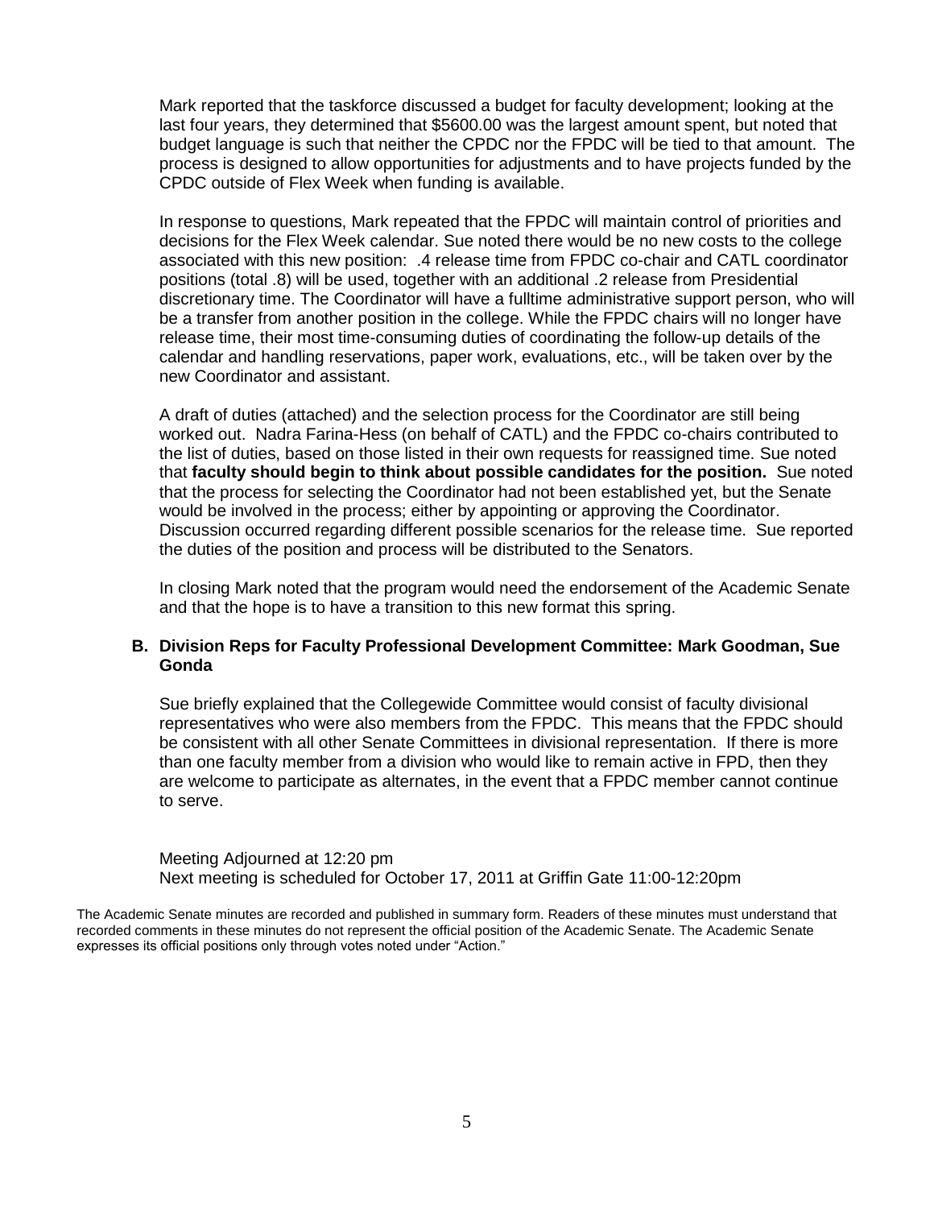Mark reported that the taskforce discussed a budget for faculty development; looking at the last four years, they determined that $5600.00 was the largest amount spent, but noted that budget language is such that neither the CPDC nor the FPDC will be tied to that amount. The process is designed to allow opportunities for adjustments and to have projects funded by the CPDC outside of Flex Week when funding is available.

In response to questions, Mark repeated that the FPDC will maintain control of priorities and decisions for the Flex Week calendar. Sue noted there would be no new costs to the college associated with this new position: .4 release time from FPDC co-chair and CATL coordinator positions (total .8) will be used, together with an additional .2 release from Presidential discretionary time. The Coordinator will have a fulltime administrative support person, who will be a transfer from another position in the college. While the FPDC chairs will no longer have release time, their most time-consuming duties of coordinating the follow-up details of the calendar and handling reservations, paper work, evaluations, etc., will be taken over by the new Coordinator and assistant.

A draft of duties (attached) and the selection process for the Coordinator are still being worked out. Nadra Farina-Hess (on behalf of CATL) and the FPDC co-chairs contributed to the list of duties, based on those listed in their own requests for reassigned time. Sue noted that **faculty should begin to think about possible candidates for the position.** Sue noted that the process for selecting the Coordinator had not been established yet, but the Senate would be involved in the process; either by appointing or approving the Coordinator. Discussion occurred regarding different possible scenarios for the release time. Sue reported the duties of the position and process will be distributed to the Senators.

In closing Mark noted that the program would need the endorsement of the Academic Senate and that the hope is to have a transition to this new format this spring.

### B. Division Reps for Faculty Professional Development Committee: Mark Goodman, Sue Gonda

Sue briefly explained that the Collegewide Committee would consist of faculty divisional representatives who were also members from the FPDC. This means that the FPDC should be consistent with all other Senate Committees in divisional representation. If there is more than one faculty member from a division who would like to remain active in FPD, then they are welcome to participate as alternates, in the event that a FPDC member cannot continue to serve.

Meeting Adjourned at 12:20 pm
Next meeting is scheduled for October 17, 2011 at Griffin Gate 11:00-12:20pm

The Academic Senate minutes are recorded and published in summary form. Readers of these minutes must understand that recorded comments in these minutes do not represent the official position of the Academic Senate. The Academic Senate expresses its official positions only through votes noted under "Action."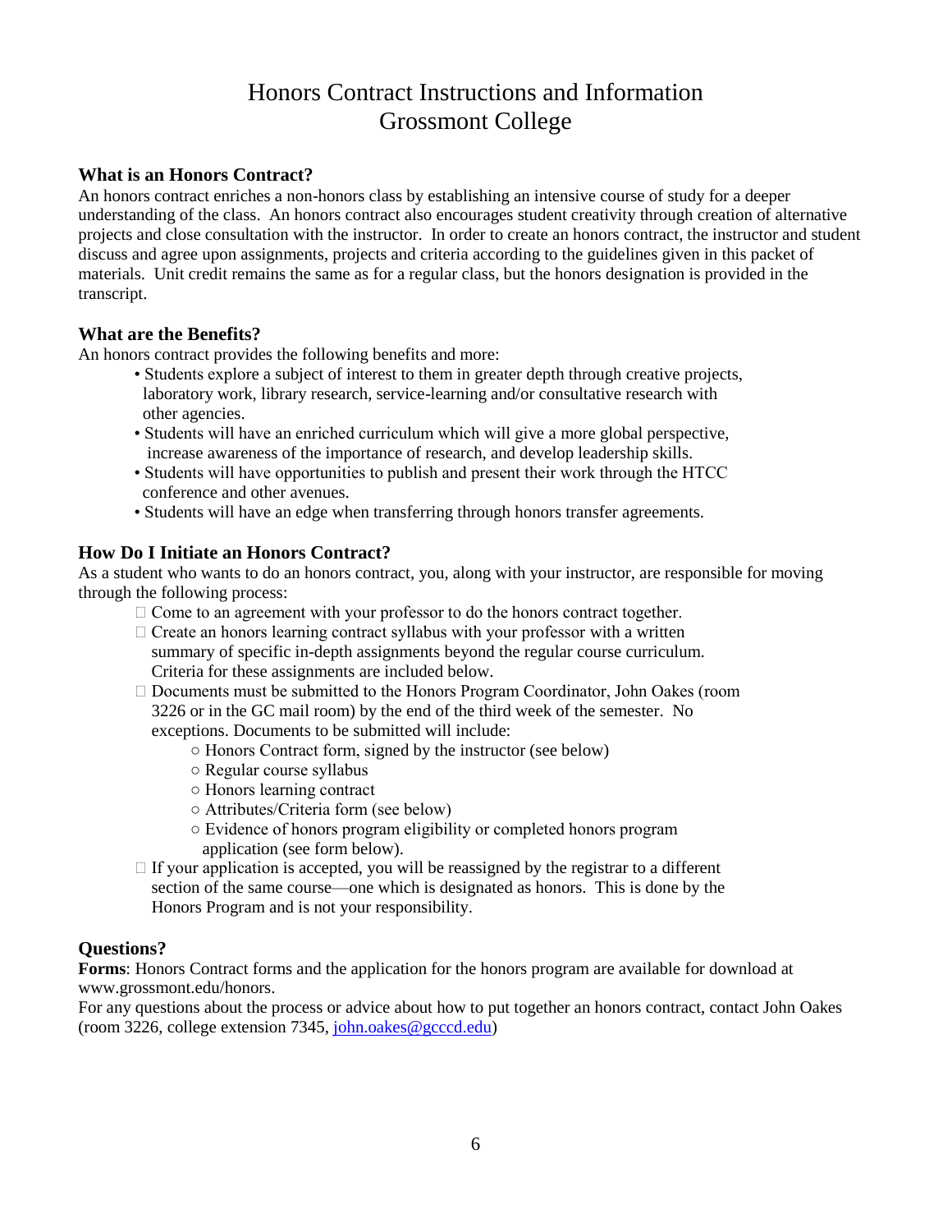# Honors Contract Instructions and Information
# Grossmont College

### What is an Honors Contract?

An honors contract enriches a non-honors class by establishing an intensive course of study for a deeper understanding of the class. An honors contract also encourages student creativity through creation of alternative projects and close consultation with the instructor. In order to create an honors contract, the instructor and student discuss and agree upon assignments, projects and criteria according to the guidelines given in this packet of materials. Unit credit remains the same as for a regular class, but the honors designation is provided in the transcript.

### What are the Benefits?

An honors contract provides the following benefits and more:

- Students explore a subject of interest to them in greater depth through creative projects, laboratory work, library research, service-learning and/or consultative research with other agencies.
- Students will have an enriched curriculum which will give a more global perspective, increase awareness of the importance of research, and develop leadership skills.
- Students will have opportunities to publish and present their work through the HTCC conference and other avenues.
- Students will have an edge when transferring through honors transfer agreements.

### How Do I Initiate an Honors Contract?

As a student who wants to do an honors contract, you, along with your instructor, are responsible for moving through the following process:

- Come to an agreement with your professor to do the honors contract together.
- Create an honors learning contract syllabus with your professor with a written summary of specific in-depth assignments beyond the regular course curriculum. Criteria for these assignments are included below.
- Documents must be submitted to the Honors Program Coordinator, John Oakes (room 3226 or in the GC mail room) by the end of the third week of the semester. No exceptions. Documents to be submitted will include:
  - Honors Contract form, signed by the instructor (see below)
  - Regular course syllabus
  - Honors learning contract
  - Attributes/Criteria form (see below)
  - Evidence of honors program eligibility or completed honors program application (see form below).
- If your application is accepted, you will be reassigned by the registrar to a different section of the same course—one which is designated as honors. This is done by the Honors Program and is not your responsibility.

### Questions?

**Forms**: Honors Contract forms and the application for the honors program are available for download at www.grossmont.edu/honors.

For any questions about the process or advice about how to put together an honors contract, contact John Oakes (room 3226, college extension 7345, john.oakes@gcccd.edu)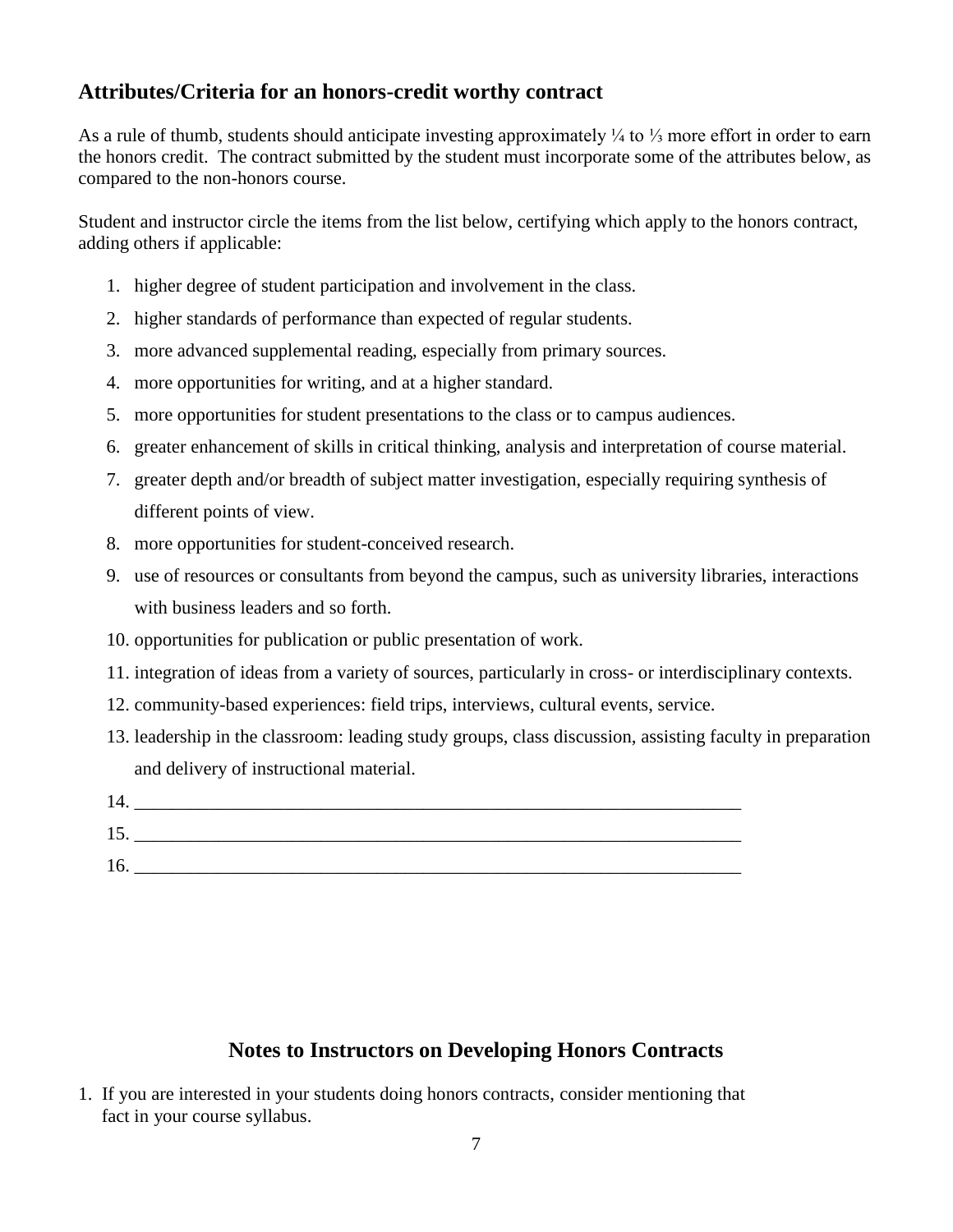## Attributes/Criteria for an honors-credit worthy contract

As a rule of thumb, students should anticipate investing approximately ¼ to ⅓ more effort in order to earn the honors credit. The contract submitted by the student must incorporate some of the attributes below, as compared to the non-honors course.

Student and instructor circle the items from the list below, certifying which apply to the honors contract, adding others if applicable:

1. higher degree of student participation and involvement in the class.
2. higher standards of performance than expected of regular students.
3. more advanced supplemental reading, especially from primary sources.
4. more opportunities for writing, and at a higher standard.
5. more opportunities for student presentations to the class or to campus audiences.
6. greater enhancement of skills in critical thinking, analysis and interpretation of course material.
7. greater depth and/or breadth of subject matter investigation, especially requiring synthesis of different points of view.
8. more opportunities for student-conceived research.
9. use of resources or consultants from beyond the campus, such as university libraries, interactions with business leaders and so forth.
10. opportunities for publication or public presentation of work.
11. integration of ideas from a variety of sources, particularly in cross- or interdisciplinary contexts.
12. community-based experiences: field trips, interviews, cultural events, service.
13. leadership in the classroom: leading study groups, class discussion, assisting faculty in preparation and delivery of instructional material.
14. ____________________________________________________________________
15. ____________________________________________________________________
16. ____________________________________________________________________

## Notes to Instructors on Developing Honors Contracts

1. If you are interested in your students doing honors contracts, consider mentioning that fact in your course syllabus.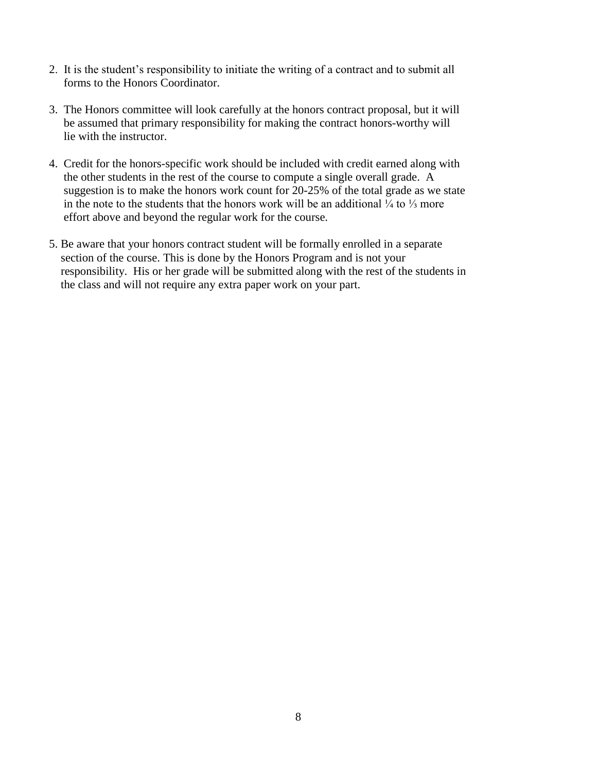2. It is the student's responsibility to initiate the writing of a contract and to submit all forms to the Honors Coordinator.

3. The Honors committee will look carefully at the honors contract proposal, but it will be assumed that primary responsibility for making the contract honors-worthy will lie with the instructor.

4. Credit for the honors-specific work should be included with credit earned along with the other students in the rest of the course to compute a single overall grade. A suggestion is to make the honors work count for 20-25% of the total grade as we state in the note to the students that the honors work will be an additional ¼ to ⅓ more effort above and beyond the regular work for the course.

5. Be aware that your honors contract student will be formally enrolled in a separate section of the course. This is done by the Honors Program and is not your responsibility. His or her grade will be submitted along with the rest of the students in the class and will not require any extra paper work on your part.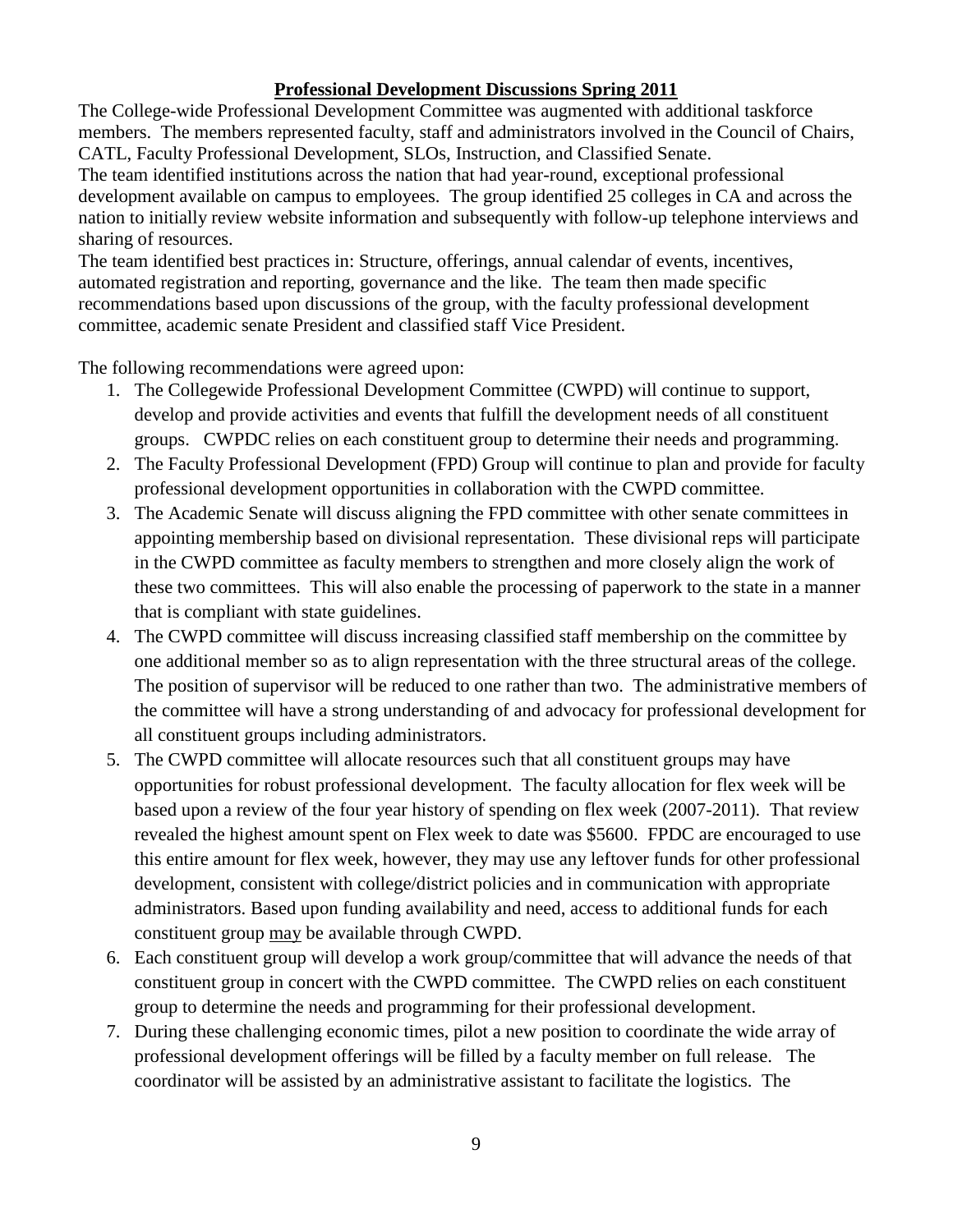## Professional Development Discussions Spring 2011

The College-wide Professional Development Committee was augmented with additional taskforce members. The members represented faculty, staff and administrators involved in the Council of Chairs, CATL, Faculty Professional Development, SLOs, Instruction, and Classified Senate.
The team identified institutions across the nation that had year-round, exceptional professional development available on campus to employees. The group identified 25 colleges in CA and across the nation to initially review website information and subsequently with follow-up telephone interviews and sharing of resources.
The team identified best practices in: Structure, offerings, annual calendar of events, incentives, automated registration and reporting, governance and the like. The team then made specific recommendations based upon discussions of the group, with the faculty professional development committee, academic senate President and classified staff Vice President.

The following recommendations were agreed upon:

1. The Collegewide Professional Development Committee (CWPD) will continue to support, develop and provide activities and events that fulfill the development needs of all constituent groups. CWPDC relies on each constituent group to determine their needs and programming.
2. The Faculty Professional Development (FPD) Group will continue to plan and provide for faculty professional development opportunities in collaboration with the CWPD committee.
3. The Academic Senate will discuss aligning the FPD committee with other senate committees in appointing membership based on divisional representation. These divisional reps will participate in the CWPD committee as faculty members to strengthen and more closely align the work of these two committees. This will also enable the processing of paperwork to the state in a manner that is compliant with state guidelines.
4. The CWPD committee will discuss increasing classified staff membership on the committee by one additional member so as to align representation with the three structural areas of the college. The position of supervisor will be reduced to one rather than two. The administrative members of the committee will have a strong understanding of and advocacy for professional development for all constituent groups including administrators.
5. The CWPD committee will allocate resources such that all constituent groups may have opportunities for robust professional development. The faculty allocation for flex week will be based upon a review of the four year history of spending on flex week (2007-2011). That review revealed the highest amount spent on Flex week to date was $5600. FPDC are encouraged to use this entire amount for flex week, however, they may use any leftover funds for other professional development, consistent with college/district policies and in communication with appropriate administrators. Based upon funding availability and need, access to additional funds for each constituent group may be available through CWPD.
6. Each constituent group will develop a work group/committee that will advance the needs of that constituent group in concert with the CWPD committee. The CWPD relies on each constituent group to determine the needs and programming for their professional development.
7. During these challenging economic times, pilot a new position to coordinate the wide array of professional development offerings will be filled by a faculty member on full release. The coordinator will be assisted by an administrative assistant to facilitate the logistics. The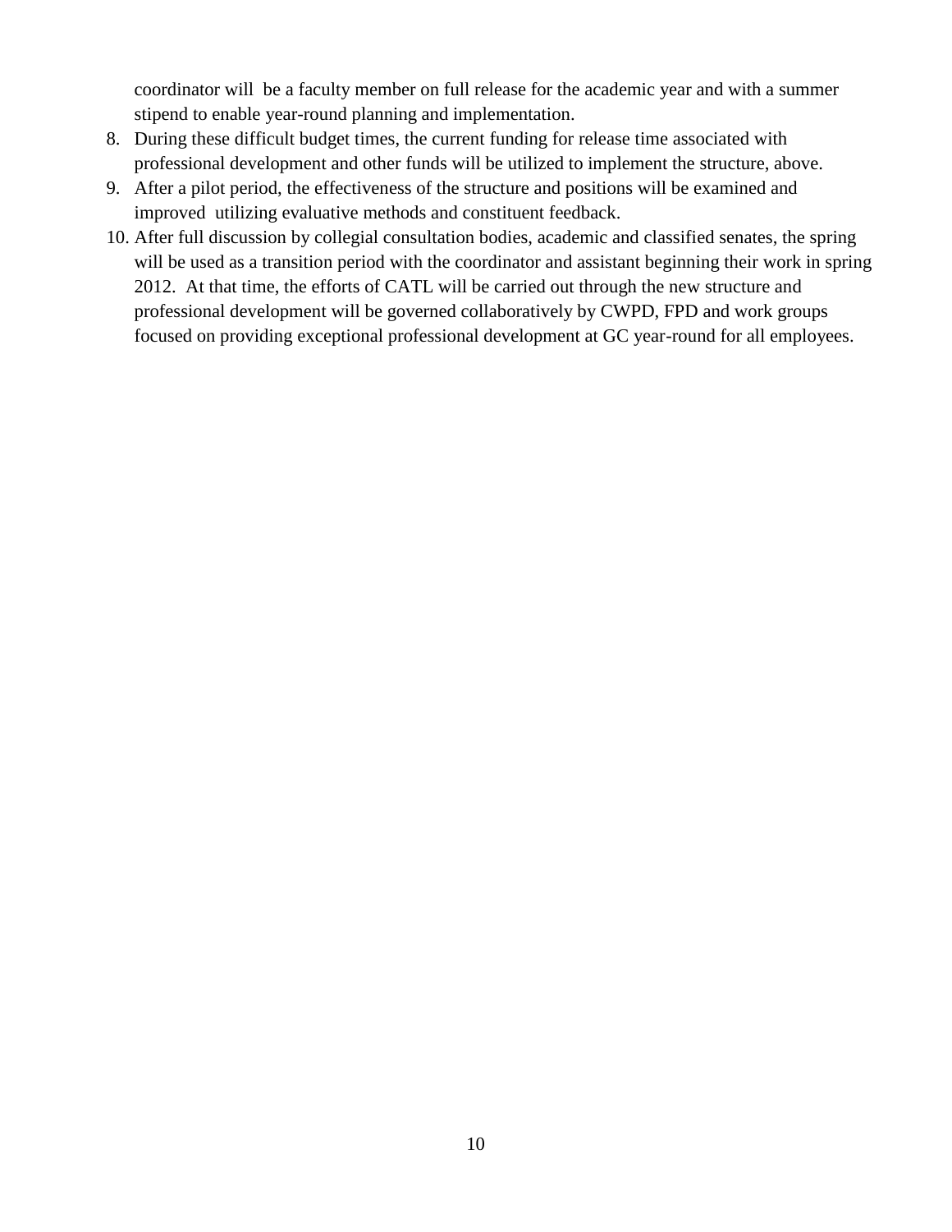coordinator will be a faculty member on full release for the academic year and with a summer stipend to enable year-round planning and implementation.

8. During these difficult budget times, the current funding for release time associated with professional development and other funds will be utilized to implement the structure, above.
9. After a pilot period, the effectiveness of the structure and positions will be examined and improved utilizing evaluative methods and constituent feedback.
10. After full discussion by collegial consultation bodies, academic and classified senates, the spring will be used as a transition period with the coordinator and assistant beginning their work in spring 2012. At that time, the efforts of CATL will be carried out through the new structure and professional development will be governed collaboratively by CWPD, FPD and work groups focused on providing exceptional professional development at GC year-round for all employees.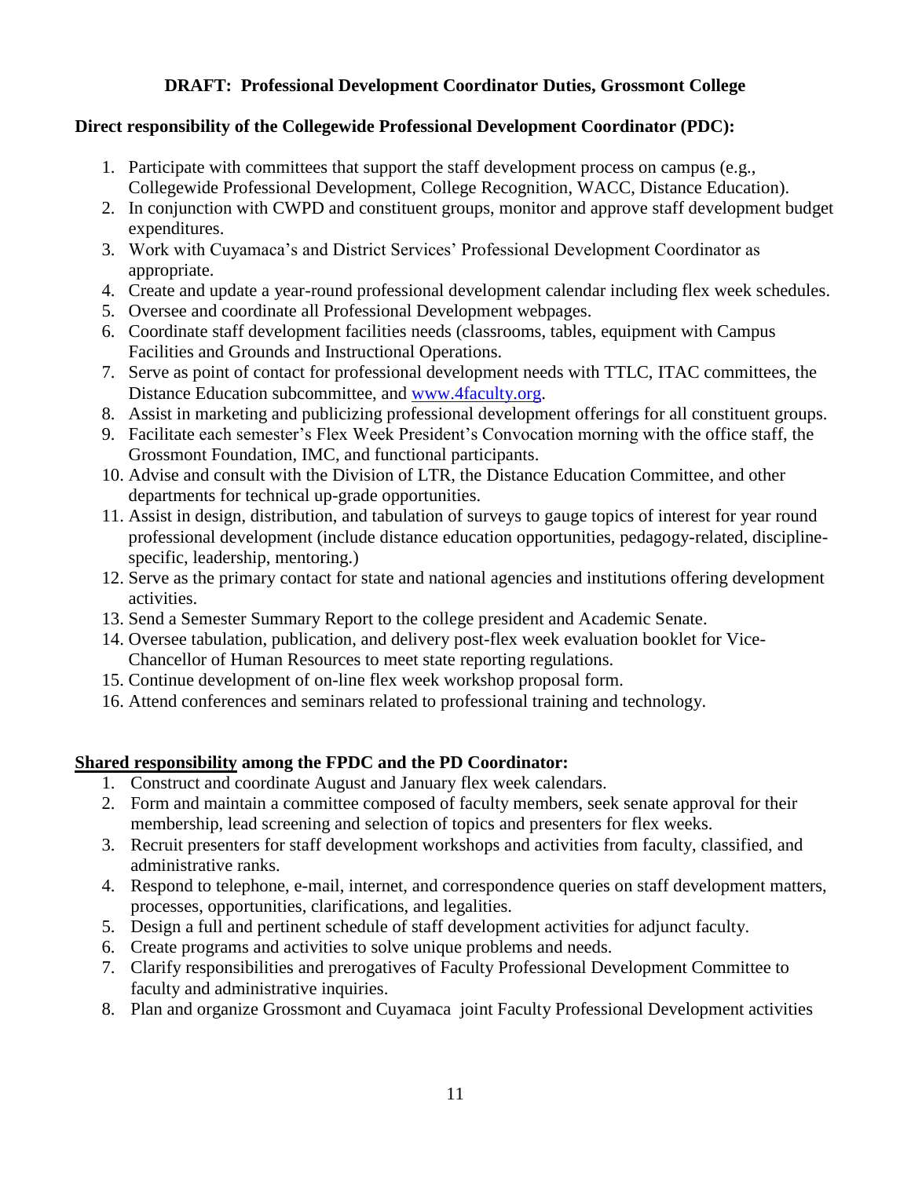**DRAFT: Professional Development Coordinator Duties, Grossmont College**

**Direct responsibility of the Collegewide Professional Development Coordinator (PDC):**

1. Participate with committees that support the staff development process on campus (e.g., Collegewide Professional Development, College Recognition, WACC, Distance Education).
2. In conjunction with CWPD and constituent groups, monitor and approve staff development budget expenditures.
3. Work with Cuyamaca's and District Services' Professional Development Coordinator as appropriate.
4. Create and update a year-round professional development calendar including flex week schedules.
5. Oversee and coordinate all Professional Development webpages.
6. Coordinate staff development facilities needs (classrooms, tables, equipment with Campus Facilities and Grounds and Instructional Operations.
7. Serve as point of contact for professional development needs with TTLC, ITAC committees, the Distance Education subcommittee, and [www.4faculty.org](www.4faculty.org).
8. Assist in marketing and publicizing professional development offerings for all constituent groups.
9. Facilitate each semester's Flex Week President's Convocation morning with the office staff, the Grossmont Foundation, IMC, and functional participants.
10. Advise and consult with the Division of LTR, the Distance Education Committee, and other departments for technical up-grade opportunities.
11. Assist in design, distribution, and tabulation of surveys to gauge topics of interest for year round professional development (include distance education opportunities, pedagogy-related, discipline-specific, leadership, mentoring.)
12. Serve as the primary contact for state and national agencies and institutions offering development activities.
13. Send a Semester Summary Report to the college president and Academic Senate.
14. Oversee tabulation, publication, and delivery post-flex week evaluation booklet for Vice-Chancellor of Human Resources to meet state reporting regulations.
15. Continue development of on-line flex week workshop proposal form.
16. Attend conferences and seminars related to professional training and technology.

**<u>Shared responsibility</u> among the FPDC and the PD Coordinator:**

1. Construct and coordinate August and January flex week calendars.
2. Form and maintain a committee composed of faculty members, seek senate approval for their membership, lead screening and selection of topics and presenters for flex weeks.
3. Recruit presenters for staff development workshops and activities from faculty, classified, and administrative ranks.
4. Respond to telephone, e-mail, internet, and correspondence queries on staff development matters, processes, opportunities, clarifications, and legalities.
5. Design a full and pertinent schedule of staff development activities for adjunct faculty.
6. Create programs and activities to solve unique problems and needs.
7. Clarify responsibilities and prerogatives of Faculty Professional Development Committee to faculty and administrative inquiries.
8. Plan and organize Grossmont and Cuyamaca joint Faculty Professional Development activities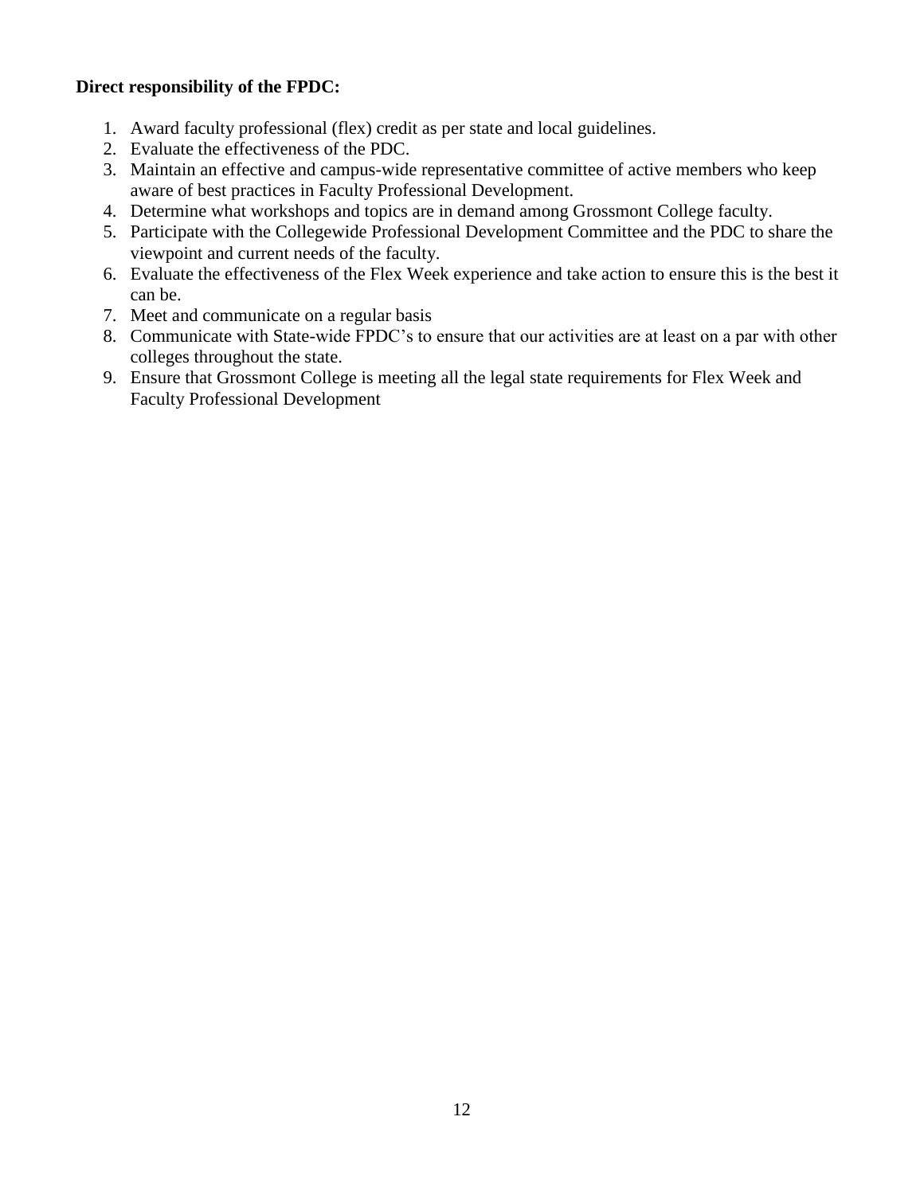**Direct responsibility of the FPDC:**

1. Award faculty professional (flex) credit as per state and local guidelines.
2. Evaluate the effectiveness of the PDC.
3. Maintain an effective and campus-wide representative committee of active members who keep aware of best practices in Faculty Professional Development.
4. Determine what workshops and topics are in demand among Grossmont College faculty.
5. Participate with the Collegewide Professional Development Committee and the PDC to share the viewpoint and current needs of the faculty.
6. Evaluate the effectiveness of the Flex Week experience and take action to ensure this is the best it can be.
7. Meet and communicate on a regular basis
8. Communicate with State-wide FPDC's to ensure that our activities are at least on a par with other colleges throughout the state.
9. Ensure that Grossmont College is meeting all the legal state requirements for Flex Week and Faculty Professional Development